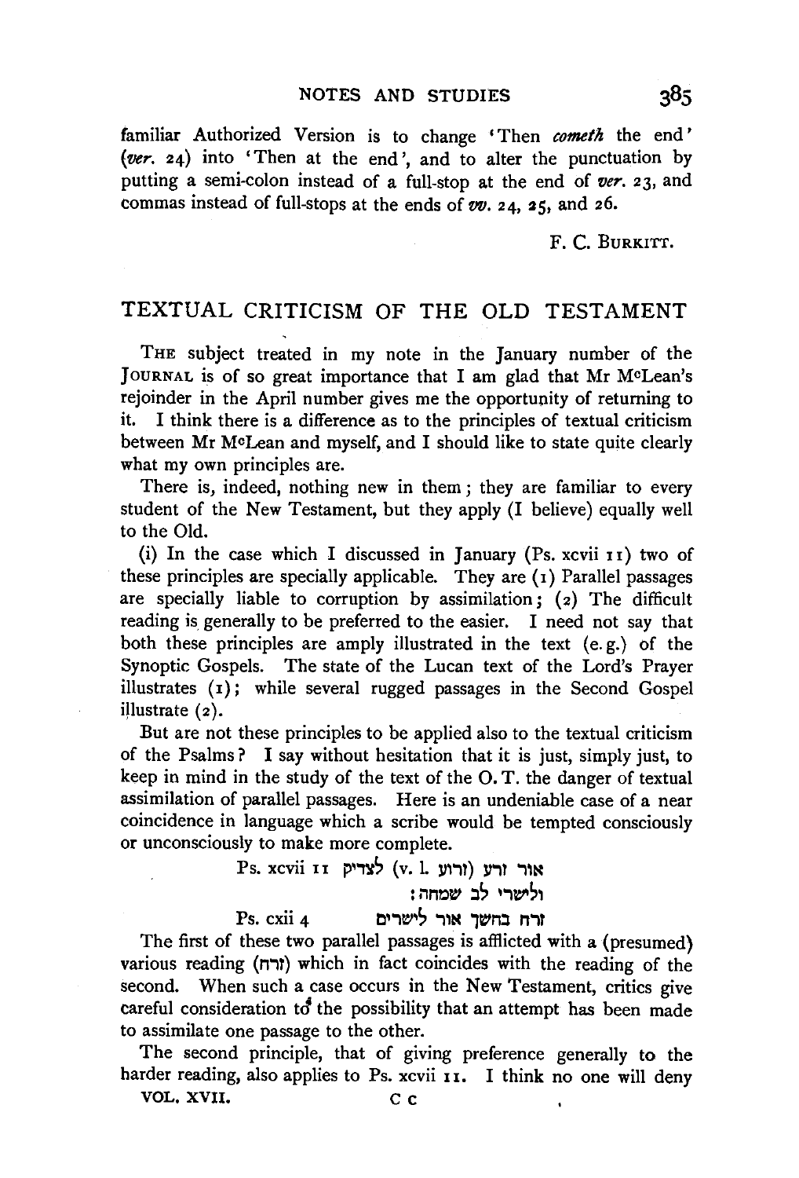familiar Authorized Version is to change 'Then *cometh* the end' (*ver.* 24) into 'Then at the end', and to alter the punctuation by putting a semi-colon instead of a full-stop at the end of *ver.* 23, and commas instead of full-stops at the ends of *vv.* 24, 25, and 26.

F. C. BURKITT.

## TEXTUAL CRITICISM OF THE OLD TESTAMENT

THE subject treated in my note in the January number of the JOURNAL is of so great importance that I am glad that Mr McLean's rejoinder in the April number gives me the opportunity of returning to it. I think there is a difference as to the principles of textual criticism between Mr McLean and myself, and I should like to state quite clearly what my own principles are.

There is, indeed, nothing new in them; they are familiar to every student of the New Testament, but they apply (I believe) equally well to the Old.

(i) In the case which I discussed in January (Ps. xcvii 11) two of these principles are specially applicable. They are (1) Parallel passages are specially liable to corruption by assimilation; (2) The difficult reading is generally to be preferred to the easier. I need not say that both these principles are amply illustrated in the text (e.g.) of the Synoptic Gospels. The state of the Lucan text of the Lord's Prayer illustrates (1); while several rugged passages in the Second Gospel illustrate (2).

But are not these principles to be applied also to the textual criticism of the Psalms? I say without hesitation that it is just, simply just, to keep in mind in the study of the text of the O.T. the danger of textual assimilation of parallel passages. Here is an undeniable case of a near coincidence in language which a scribe would be tempted consciously or unconsciously to make more complete.

Ps. xcvii 11 אור זרע (v. l. זרוע) לצדיק
ולישרי לב שמחה:

Ps. cxii 4 זרח בחשך אור לישרים

The first of these two parallel passages is afflicted with a (presumed) various reading (זרח) which in fact coincides with the reading of the second. When such a case occurs in the New Testament, critics give careful consideration to the possibility that an attempt has been made to assimilate one passage to the other.

The second principle, that of giving preference generally to the harder reading, also applies to Ps. xcvii 11. I think no one will deny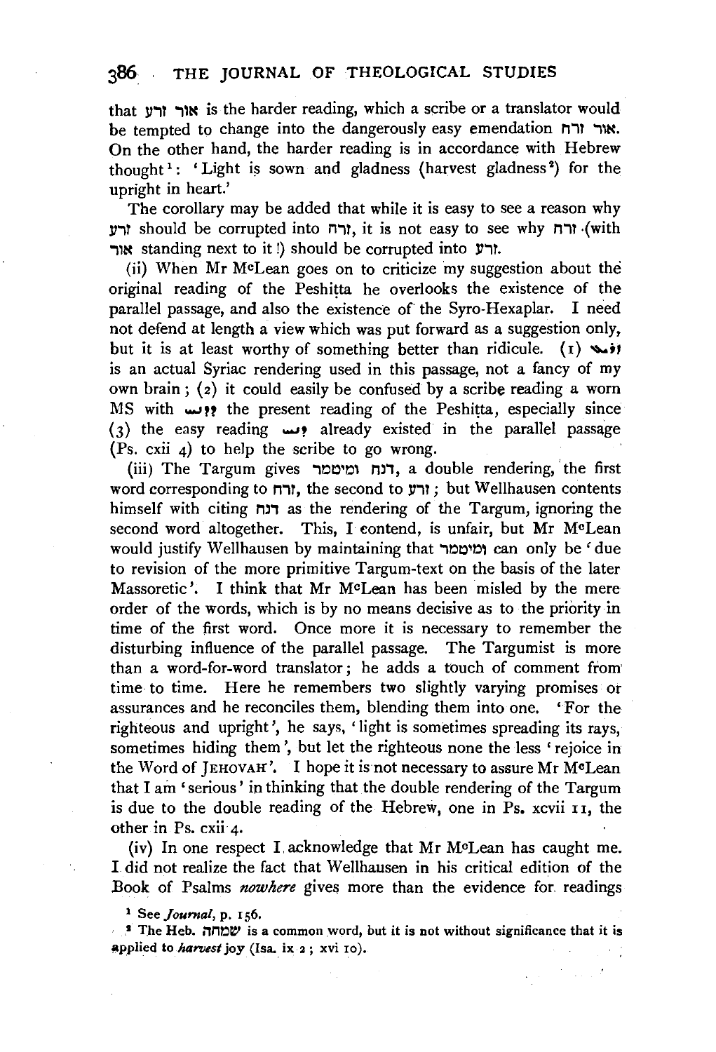that אור זרע is the harder reading, which a scribe or a translator would be tempted to change into the dangerously easy emendation אור זרח. On the other hand, the harder reading is in accordance with Hebrew thought[1]: 'Light is sown and gladness (harvest gladness[2]) for the upright in heart.'

The corollary may be added that while it is easy to see a reason why זרע should be corrupted into זרח, it is not easy to see why זרח (with אור standing next to it!) should be corrupted into זרע.

(ii) When Mr McLean goes on to criticize my suggestion about the original reading of the Peshitta he overlooks the existence of the parallel passage, and also the existence of the Syro-Hexaplar. I need not defend at length a view which was put forward as a suggestion only, but it is at least worthy of something better than ridicule. (1) ܙܪܥ is an actual Syriac rendering used in this passage, not a fancy of my own brain; (2) it could easily be confused by a scribe reading a worn MS with ܕܢܚ the present reading of the Peshitta, especially since (3) the easy reading ܕܢܚ already existed in the parallel passage (Ps. cxii 4) to help the scribe to go wrong.

(iii) The Targum gives דנח ומיטמר, a double rendering, the first word corresponding to זרח, the second to זרע; but Wellhausen contents himself with citing דנח as the rendering of the Targum, ignoring the second word altogether. This, I contend, is unfair, but Mr McLean would justify Wellhausen by maintaining that ומיטמר can only be 'due to revision of the more primitive Targum-text on the basis of the later Massoretic'. I think that Mr McLean has been misled by the mere order of the words, which is by no means decisive as to the priority in time of the first word. Once more it is necessary to remember the disturbing influence of the parallel passage. The Targumist is more than a word-for-word translator; he adds a touch of comment from time to time. Here he remembers two slightly varying promises or assurances and he reconciles them, blending them into one. 'For the righteous and upright', he says, 'light is sometimes spreading its rays, sometimes hiding them', but let the righteous none the less 'rejoice in the Word of JEHOVAH'. I hope it is not necessary to assure Mr McLean that I am 'serious' in thinking that the double rendering of the Targum is due to the double reading of the Hebrew, one in Ps. xcvii 11, the other in Ps. cxii 4.

(iv) In one respect I acknowledge that Mr McLean has caught me. I did not realize the fact that Wellhausen in his critical edition of the Book of Psalms *nowhere* gives more than the evidence for readings

[1] See *Journal*, p. 156.

[2] The Heb. שמחה is a common word, but it is not without significance that it is applied to *harvest* joy (Isa. ix 2; xvi 10).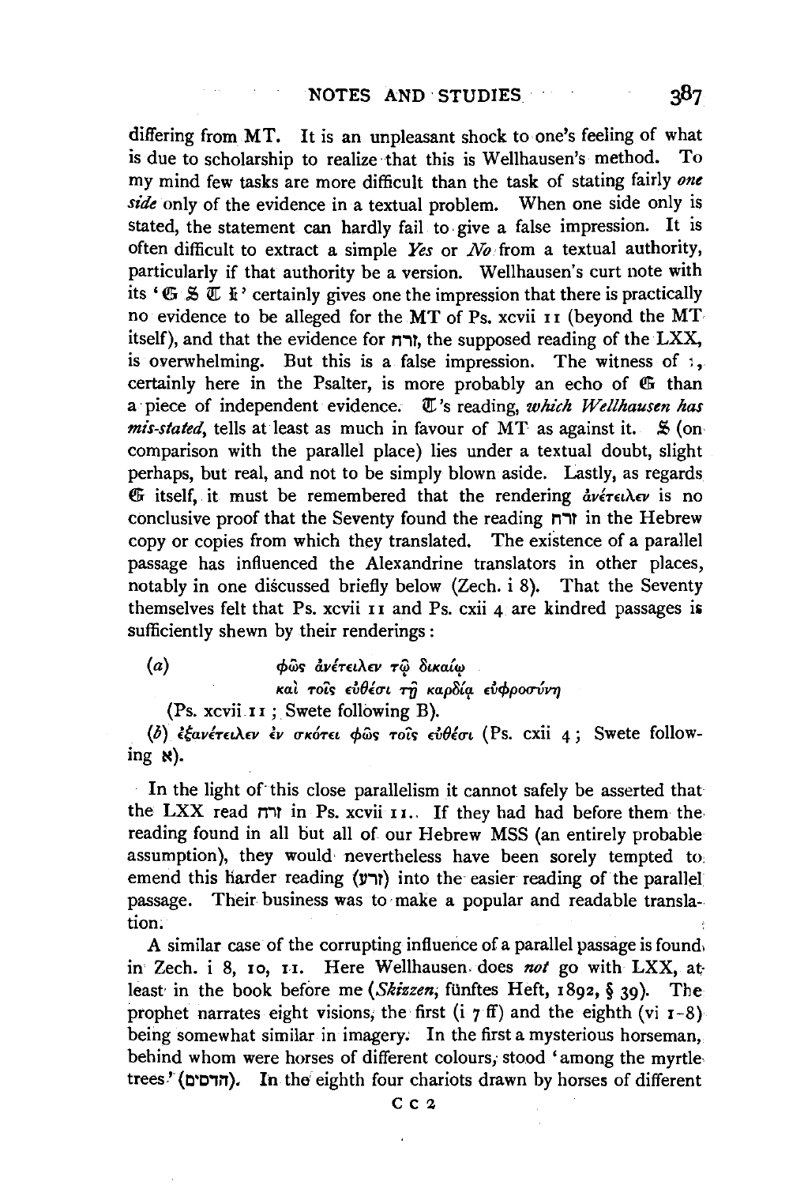differing from MT. It is an unpleasant shock to one's feeling of what is due to scholarship to realize that this is Wellhausen's method. To my mind few tasks are more difficult than the task of stating fairly *one side* only of the evidence in a textual problem. When one side only is stated, the statement can hardly fail to give a false impression. It is often difficult to extract a simple *Yes* or *No* from a textual authority, particularly if that authority be a version. Wellhausen's curt note with its '𝔊 𝔖 𝔗 𝔏' certainly gives one the impression that there is practically no evidence to be alleged for the MT of Ps. xcvii 11 (beyond the MT itself), and that the evidence for זרח, the supposed reading of the LXX, is overwhelming. But this is a false impression. The witness of 𝔏, certainly here in the Psalter, is more probably an echo of 𝔊 than a piece of independent evidence. 𝔗's reading, *which Wellhausen has mis-stated*, tells at least as much in favour of MT as against it. 𝔖 (on comparison with the parallel place) lies under a textual doubt, slight perhaps, but real, and not to be simply blown aside. Lastly, as regards 𝔊 itself, it must be remembered that the rendering ἀνέτειλεν is no conclusive proof that the Seventy found the reading זרח in the Hebrew copy or copies from which they translated. The existence of a parallel passage has influenced the Alexandrine translators in other places, notably in one discussed briefly below (Zech. i 8). That the Seventy themselves felt that Ps. xcvii 11 and Ps. cxii 4 are kindred passages is sufficiently shewn by their renderings:

(*a*) φῶς ἀνέτειλεν τῷ δικαίῳ
καὶ τοῖς εὐθέσι τῇ καρδίᾳ εὐφροσύνη

(Ps. xcvii 11; Swete following B).

(*b*) ἐξανέτειλεν ἐν σκότει φῶς τοῖς εὐθέσι (Ps. cxii 4; Swete following א).

In the light of this close parallelism it cannot safely be asserted that the LXX read זרח in Ps. xcvii 11. If they had had before them the reading found in all but all of our Hebrew MSS (an entirely probable assumption), they would nevertheless have been sorely tempted to emend this harder reading (זרע) into the easier reading of the parallel passage. Their business was to make a popular and readable translation.

A similar case of the corrupting influence of a parallel passage is found in Zech. i 8, 10, 11. Here Wellhausen does *not* go with LXX, at least in the book before me (*Skizzen*, fünftes Heft, 1892, § 39). The prophet narrates eight visions, the first (i 7 ff) and the eighth (vi 1-8) being somewhat similar in imagery. In the first a mysterious horseman, behind whom were horses of different colours, stood 'among the myrtle trees' (הדסים). In the eighth four chariots drawn by horses of different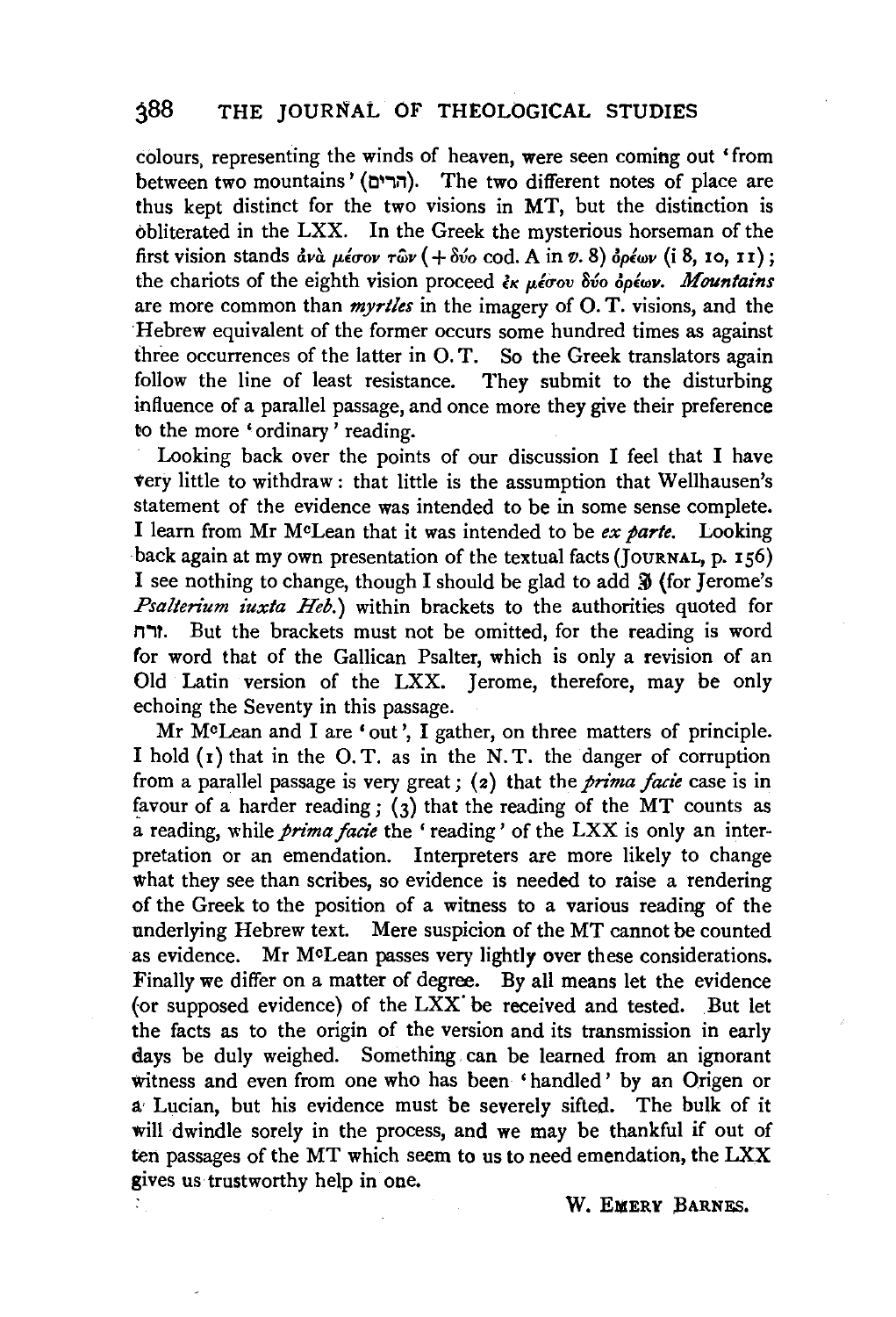colours, representing the winds of heaven, were seen coming out 'from between two mountains' (הרים). The two different notes of place are thus kept distinct for the two visions in MT, but the distinction is obliterated in the LXX. In the Greek the mysterious horseman of the first vision stands ἀνὰ μέσον τῶν (+ δύο cod. A in *v.* 8) ὀρέων (i 8, 10, 11); the chariots of the eighth vision proceed ἐκ μέσου δύο ὀρέων. *Mountains* are more common than *myrtles* in the imagery of O. T. visions, and the Hebrew equivalent of the former occurs some hundred times as against three occurrences of the latter in O. T. So the Greek translators again follow the line of least resistance. They submit to the disturbing influence of a parallel passage, and once more they give their preference to the more 'ordinary' reading.

Looking back over the points of our discussion I feel that I have very little to withdraw: that little is the assumption that Wellhausen's statement of the evidence was intended to be in some sense complete. I learn from Mr McLean that it was intended to be *ex parte*. Looking back again at my own presentation of the textual facts (JOURNAL, p. 156) I see nothing to change, though I should be glad to add 𝔍 (for Jerome's *Psalterium iuxta Heb.*) within brackets to the authorities quoted for זרח. But the brackets must not be omitted, for the reading is word for word that of the Gallican Psalter, which is only a revision of an Old Latin version of the LXX. Jerome, therefore, may be only echoing the Seventy in this passage.

Mr McLean and I are 'out', I gather, on three matters of principle. I hold (1) that in the O. T. as in the N. T. the danger of corruption from a parallel passage is very great; (2) that the *prima facie* case is in favour of a harder reading; (3) that the reading of the MT counts as a reading, while *prima facie* the 'reading' of the LXX is only an interpretation or an emendation. Interpreters are more likely to change what they see than scribes, so evidence is needed to raise a rendering of the Greek to the position of a witness to a various reading of the underlying Hebrew text. Mere suspicion of the MT cannot be counted as evidence. Mr McLean passes very lightly over these considerations. Finally we differ on a matter of degree. By all means let the evidence (or supposed evidence) of the LXX be received and tested. But let the facts as to the origin of the version and its transmission in early days be duly weighed. Something can be learned from an ignorant witness and even from one who has been 'handled' by an Origen or a Lucian, but his evidence must be severely sifted. The bulk of it will dwindle sorely in the process, and we may be thankful if out of ten passages of the MT which seem to us to need emendation, the LXX gives us trustworthy help in one.

W. EMERY BARNES.